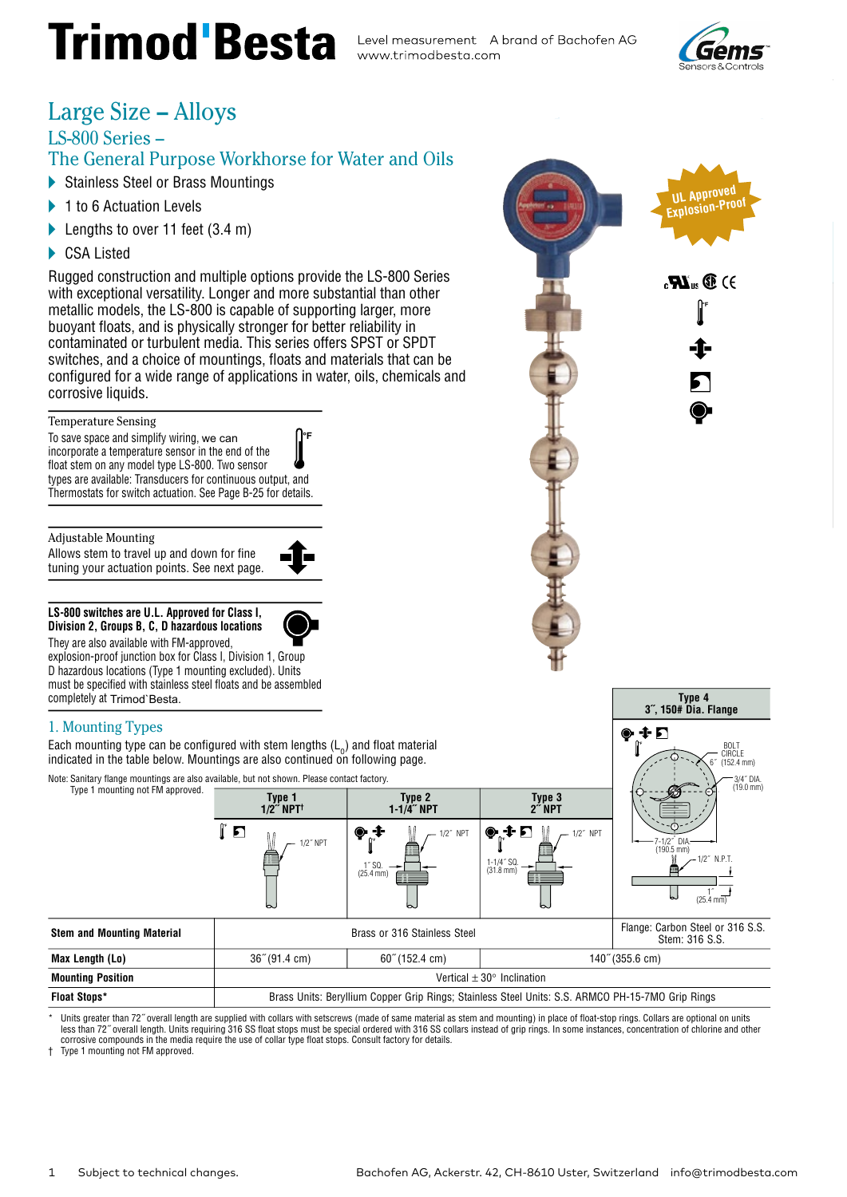# Large Size – Alloys

## LS-800 Series – The General Purpose Workhorse for Water and Oils

- Stainless Steel or Brass Mountings
- 1 to 6 Actuation Levels
- Lengths to over 11 feet (3.4 m)
- CSA Listed

Rugged construction and multiple options provide the LS-800 Series with exceptional versatility. Longer and more substantial than other metallic models, the LS-800 is capable of supporting larger, more buoyant floats, and is physically stronger for better reliability in contaminated or turbulent media. This series offers SPST or SPDT switches, and a choice of mountings, floats and materials that can be configured for a wide range of applications in water, oils, chemicals and corrosive liquids.

UL Approved Explosion-Proof

### Temperature Sensing

To save space and simplify wiring, we can incorporate a temperature sensor in the end of the float stem on any model type LS-800. Two sensor types are available: Transducers for continuous output, and Thermostats for switch actuation. See Page B-25 for details.

### Adjustable Mounting

Allows stem to travel up and down for fine tuning your actuation points. See next page.

**LS-800 switches are U.L. Approved for Class I, Division 2, Groups B, C, D hazardous locations**

They are also available with FM-approved, explosion-proof junction box for Class I, Division 1, Group D hazardous locations (Type 1 mounting excluded). Units must be specified with stainless steel floats and be assembled completely at Trimod`Besta.

## 1. Mounting Types

Each mounting type can be configured with stem lengths ($L_0$) and float material indicated in the table below. Mountings are also continued on following page.

Note: Sanitary flange mountings are also available, but not shown. Please contact factory.
Type 1 mounting not FM approved.

| | Type 1 1/2˝ NPT† | Type 2 1-1/4˝ NPT | Type 3 2˝ NPT | Type 4 3˝, 150# Dia. Flange |
|---|---|---|---|---|
| | 1/2˝ NPT | 1/2˝ NPT; 1˝ SQ. (25.4 mm) | 1/2˝ NPT; 1-1/4˝ SQ. (31.8 mm) | BOLT CIRCLE 6˝ (152.4 mm); 3/4˝ DIA. (19.0 mm); 7-1/2˝ DIA. (190.5 mm); 1/2˝ N.P.T.; 1˝ (25.4 mm) |
| **Stem and Mounting Material** | Brass or 316 Stainless Steel | | | Flange: Carbon Steel or 316 S.S. Stem: 316 S.S. |
| **Max Length (Lo)** | 36˝ (91.4 cm) | 60˝ (152.4 cm) | 140˝ (355.6 cm) | |
| **Mounting Position** | Vertical ± 30° Inclination | | | |
| **Float Stops*** | Brass Units: Beryllium Copper Grip Rings; Stainless Steel Units: S.S. ARMCO PH-15-7MO Grip Rings | | | |

\* Units greater than 72˝ overall length are supplied with collars with setscrews (made of same material as stem and mounting) in place of float-stop rings. Collars are optional on units less than 72˝ overall length. Units requiring 316 SS float stops must be special ordered with 316 SS collars instead of grip rings. In some instances, concentration of chlorine and other corrosive compounds in the media require the use of collar type float stops. Consult factory for details.

† Type 1 mounting not FM approved.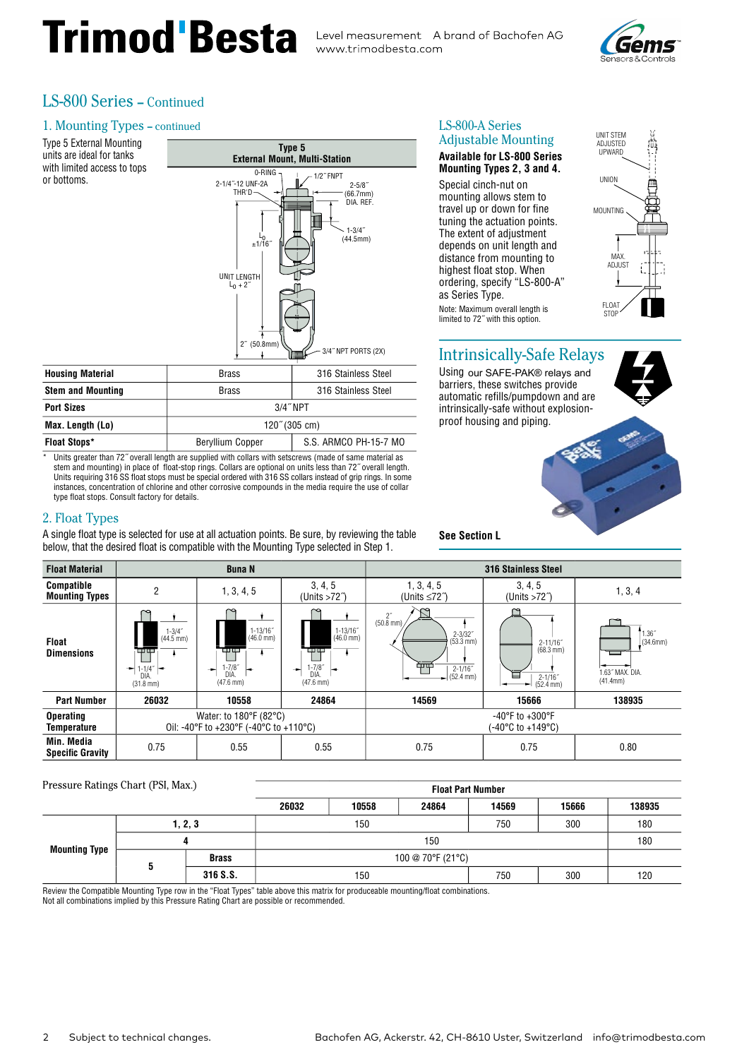## LS-800 Series – Continued

### 1. Mounting Types – continued

Type 5 External Mounting units are ideal for tanks with limited access to tops or bottoms.

**Type 5**
**External Mount, Multi-Station**

O-RING; 2-1/4″-12 UNF-2A THR'D; 1/2″ FNPT; 2-5/8″ (66.7mm) DIA. REF.; $L_0$ ±1/16″; 1-3/4″ (44.5mm); UNIT LENGTH $L_0$ + 2″; 2″ (50.8mm); 3/4″ NPT PORTS (2X)

| | | |
|---|---|---|
| **Housing Material** | Brass | 316 Stainless Steel |
| **Stem and Mounting** | Brass | 316 Stainless Steel |
| **Port Sizes** | 3/4″ NPT | |
| **Max. Length (Lo)** | 120″ (305 cm) | |
| **Float Stops*** | Beryllium Copper | S.S. ARMCO PH-15-7 MO |

\* Units greater than 72″ overall length are supplied with collars with setscrews (made of same material as stem and mounting) in place of float-stop rings. Collars are optional on units less than 72″ overall length. Units requiring 316 SS float stops must be special ordered with 316 SS collars instead of grip rings. In some instances, concentration of chlorine and other corrosive compounds in the media require the use of collar type float stops. Consult factory for details.

### LS-800-A Series Adjustable Mounting

**Available for LS-800 Series Mounting Types 2, 3 and 4.**

Special cinch-nut on mounting allows stem to travel up or down for fine tuning the actuation points. The extent of adjustment depends on unit length and distance from mounting to highest float stop. When ordering, specify "LS-800-A" as Series Type.

Note: Maximum overall length is limited to 72″ with this option.

UNIT STEM ADJUSTED UPWARD; UNION; MOUNTING; MAX. ADJUST; FLOAT STOP

## Intrinsically-Safe Relays

Using our SAFE-PAK® relays and barriers, these switches provide automatic refills/pumpdown and are intrinsically-safe without explosion-proof housing and piping.

**See Section L**

### 2. Float Types

A single float type is selected for use at all actuation points. Be sure, by reviewing the table below, that the desired float is compatible with the Mounting Type selected in Step 1.

| **Float Material** | Buna N | | | 316 Stainless Steel | | |
|---|---|---|---|---|---|---|
| **Compatible Mounting Types** | 2 | 1, 3, 4, 5 | 3, 4, 5 (Units >72″) | 1, 3, 4, 5 (Units ≤72″) | 3, 4, 5 (Units >72″) | 1, 3, 4 |
| **Float Dimensions** | 1-3/4″ (44.5 mm); 1-1/4″ DIA. (31.8 mm) | 1-13/16″ (46.0 mm); 1-7/8″ DIA. (47.6 mm) | 1-13/16″ (46.0 mm); 1-7/8″ DIA. (47.6 mm) | 2″ (50.8 mm); 2-3/32″ (53.3 mm); 2-1/16″ (52.4 mm) | 2-11/16″ (68.3 mm); 2-1/16″ (52.4 mm) | 1.36″ (34.6mm); 1.63″ MAX. DIA. (41.4mm) |
| **Part Number** | **26032** | **10558** | **24864** | **14569** | **15666** | **138935** |
| **Operating Temperature** | Water: to 180°F (82°C) Oil: -40°F to +230°F (-40°C to +110°C) | | | -40°F to +300°F (-40°C to +149°C) | | |
| **Min. Media Specific Gravity** | 0.75 | 0.55 | 0.55 | 0.75 | 0.75 | 0.80 |

Pressure Ratings Chart (PSI, Max.)

| | | | Float Part Number | | | | | |
|---|---|---|---|---|---|---|---|---|
| | | | 26032 | 10558 | 24864 | 14569 | 15666 | 138935 |
| **Mounting Type** | 1, 2, 3 | | 150 | | | 750 | 300 | 180 |
| | 4 | | 150 | | | | | 180 |
| | 5 | Brass | 100 @ 70°F (21°C) | | | | | |
| | | 316 S.S. | 150 | | | 750 | 300 | 120 |

Review the Compatible Mounting Type row in the "Float Types" table above this matrix for produceable mounting/float combinations.
Not all combinations implied by this Pressure Rating Chart are possible or recommended.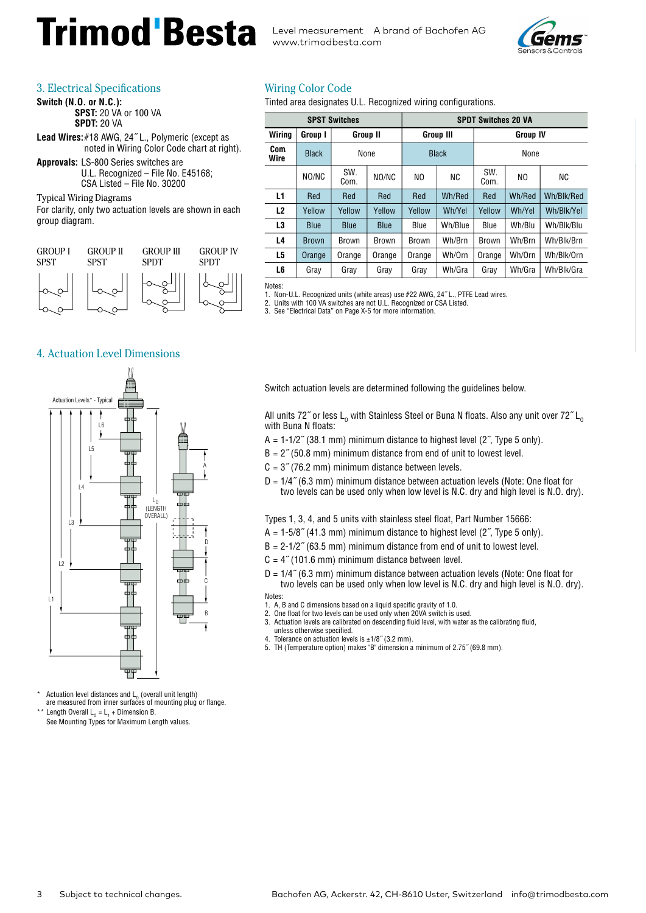## 3. Electrical Specifications

**Switch (N.O. or N.C.):**
**SPST:** 20 VA or 100 VA
**SPDT:** 20 VA

**Lead Wires:** #18 AWG, 24˝ L., Polymeric (except as noted in Wiring Color Code chart at right).

**Approvals:** LS-800 Series switches are U.L. Recognized – File No. E45168; CSA Listed – File No. 30200

Typical Wiring Diagrams
For clarity, only two actuation levels are shown in each group diagram.

GROUP I SPST | GROUP II SPST | GROUP III SPDT | GROUP IV SPDT

## Wiring Color Code

Tinted area designates U.L. Recognized wiring configurations.

| | SPST Switches | | | SPDT Switches 20 VA | | | | |
|---|---|---|---|---|---|---|---|---|
| **Wiring** | **Group I** | **Group II** | | **Group III** | | **Group IV** | | |
| **Com. Wire** | Black | None | | Black | | None | | |
| | NO/NC | SW. Com. | NO/NC | NO | NC | SW. Com. | NO | NC |
| **L1** | Red | Red | Red | Red | Wh/Red | Red | Wh/Red | Wh/Blk/Red |
| **L2** | Yellow | Yellow | Yellow | Yellow | Wh/Yel | Yellow | Wh/Yel | Wh/Blk/Yel |
| **L3** | Blue | Blue | Blue | Blue | Wh/Blue | Blue | Wh/Blu | Wh/Blk/Blu |
| **L4** | Brown | Brown | Brown | Brown | Wh/Brn | Brown | Wh/Brn | Wh/Blk/Brn |
| **L5** | Orange | Orange | Orange | Orange | Wh/Orn | Orange | Wh/Orn | Wh/Blk/Orn |
| **L6** | Gray | Gray | Gray | Gray | Wh/Gra | Gray | Wh/Gra | Wh/Blk/Gra |

Notes:
1. Non-U.L. Recognized units (white areas) use #22 AWG, 24˝ L., PTFE Lead wires.
2. Units with 100 VA switches are not U.L. Recognized or CSA Listed.
3. See "Electrical Data" on Page X-5 for more information.

## 4. Actuation Level Dimensions

Actuation Levels* - Typical

\* Actuation level distances and $L_0$ (overall unit length) are measured from inner surfaces of mounting plug or flange.
\*\* Length Overall $L_0$ = $L_1$ + Dimension B.
See Mounting Types for Maximum Length values.

Switch actuation levels are determined following the guidelines below.

All units 72˝ or less $L_0$ with Stainless Steel or Buna N floats. Also any unit over 72˝ $L_0$ with Buna N floats:

A = 1-1/2˝ (38.1 mm) minimum distance to highest level (2˝, Type 5 only).
B = 2˝ (50.8 mm) minimum distance from end of unit to lowest level.
C = 3˝ (76.2 mm) minimum distance between levels.
D = 1/4˝ (6.3 mm) minimum distance between actuation levels (Note: One float for two levels can be used only when low level is N.C. dry and high level is N.O. dry).

Types 1, 3, 4, and 5 units with stainless steel float, Part Number 15666:

A = 1-5/8˝ (41.3 mm) minimum distance to highest level (2˝, Type 5 only).
B = 2-1/2˝ (63.5 mm) minimum distance from end of unit to lowest level.
C = 4˝ (101.6 mm) minimum distance between level.
D = 1/4˝ (6.3 mm) minimum distance between actuation levels (Note: One float for two levels can be used only when low level is N.C. dry and high level is N.O. dry).

Notes:
1. A, B and C dimensions based on a liquid specific gravity of 1.0.
2. One float for two levels can be used only when 20VA switch is used.
3. Actuation levels are calibrated on descending fluid level, with water as the calibrating fluid, unless otherwise specified.
4. Tolerance on actuation levels is ±1/8˝ (3.2 mm).
5. TH (Temperature option) makes "B" dimension a minimum of 2.75˝ (69.8 mm).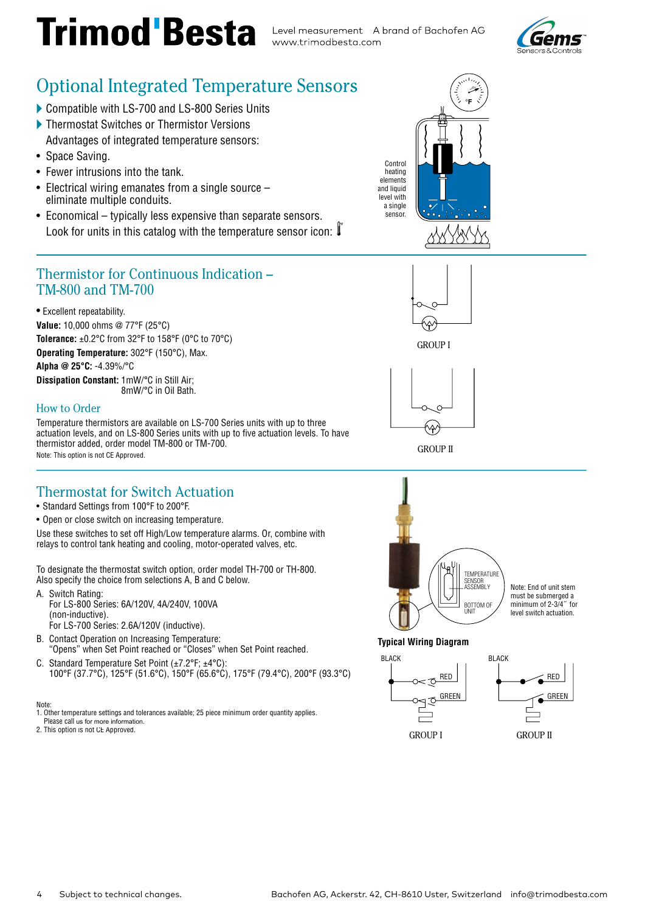# Optional Integrated Temperature Sensors

- Compatible with LS-700 and LS-800 Series Units
- Thermostat Switches or Thermistor Versions

Advantages of integrated temperature sensors:

- Space Saving.
- Fewer intrusions into the tank.
- Electrical wiring emanates from a single source – eliminate multiple conduits.
- Economical – typically less expensive than separate sensors.

Look for units in this catalog with the temperature sensor icon:

Control heating elements and liquid level with a single sensor.

## Thermistor for Continuous Indication – TM-800 and TM-700

- Excellent repeatability.

**Value:** 10,000 ohms @ 77°F (25°C)
**Tolerance:** ±0.2°C from 32°F to 158°F (0°C to 70°C)
**Operating Temperature:** 302°F (150°C), Max.
**Alpha @ 25°C:** -4.39%/°C
**Dissipation Constant:** 1mW/°C in Still Air;
8mW/°C in Oil Bath.

GROUP I

GROUP II

### How to Order

Temperature thermistors are available on LS-700 Series units with up to three actuation levels, and on LS-800 Series units with up to five actuation levels. To have thermistor added, order model TM-800 or TM-700.
Note: This option is not CE Approved.

## Thermostat for Switch Actuation

- Standard Settings from 100°F to 200°F.
- Open or close switch on increasing temperature.

Use these switches to set off High/Low temperature alarms. Or, combine with relays to control tank heating and cooling, motor-operated valves, etc.

To designate the thermostat switch option, order model TH-700 or TH-800. Also specify the choice from selections A, B and C below.

A. Switch Rating:
For LS-800 Series: 6A/120V, 4A/240V, 100VA (non-inductive).
For LS-700 Series: 2.6A/120V (inductive).

B. Contact Operation on Increasing Temperature:
"Opens" when Set Point reached or "Closes" when Set Point reached.

C. Standard Temperature Set Point (±7.2°F; ±4°C):
100°F (37.7°C), 125°F (51.6°C), 150°F (65.6°C), 175°F (79.4°C), 200°F (93.3°C)

TEMPERATURE SENSOR ASSEMBLY

BOTTOM OF UNIT

Note: End of unit stem must be submerged a minimum of 2-3/4″ for level switch actuation.

**Typical Wiring Diagram**

BLACK
RED
GREEN
GROUP I

BLACK
RED
GREEN
GROUP II

Note:
1. Other temperature settings and tolerances available; 25 piece minimum order quantity applies. Please call us for more information.
2. This option is not CE Approved.

Subject to technical changes.